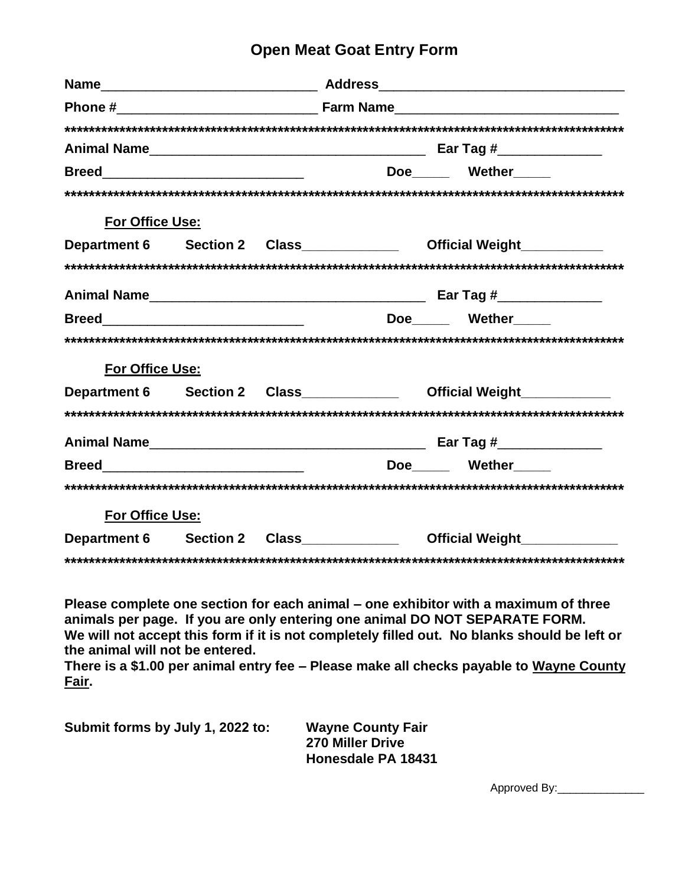# Open Meat Goat Entry Form

**Name**____________________________ **Address**________________________________

**Phone #**__________________________ **Farm Name**_____________________________

**********************************************************************************************

**Animal Name**____________________________________ **Ear Tag #**______________

**Breed**___________________________ **Doe**_____ **Wether**_____

**********************************************************************************************

**For Office Use:**

**Department 6** **Section 2** **Class**____________ **Official Weight**___________

**********************************************************************************************

**Animal Name**____________________________________ **Ear Tag #**______________

**Breed**___________________________ **Doe**_____ **Wether**_____

**********************************************************************************************

**For Office Use:**

**Department 6** **Section 2** **Class**____________ **Official Weight**____________

**********************************************************************************************

**Animal Name**____________________________________ **Ear Tag #**______________

**Breed**___________________________ **Doe**_____ **Wether**_____

**********************************************************************************************

**For Office Use:**

**Department 6** **Section 2** **Class**____________ **Official Weight**_____________

**********************************************************************************************

**Please complete one section for each animal – one exhibitor with a maximum of three animals per page. If you are only entering one animal DO NOT SEPARATE FORM. We will not accept this form if it is not completely filled out. No blanks should be left or the animal will not be entered.**
**There is a $1.00 per animal entry fee – Please make all checks payable to <u>Wayne County Fair</u>.**

**Submit forms by July 1, 2022 to:** **Wayne County Fair**
**270 Miller Drive**
**Honesdale PA 18431**

Approved By:______________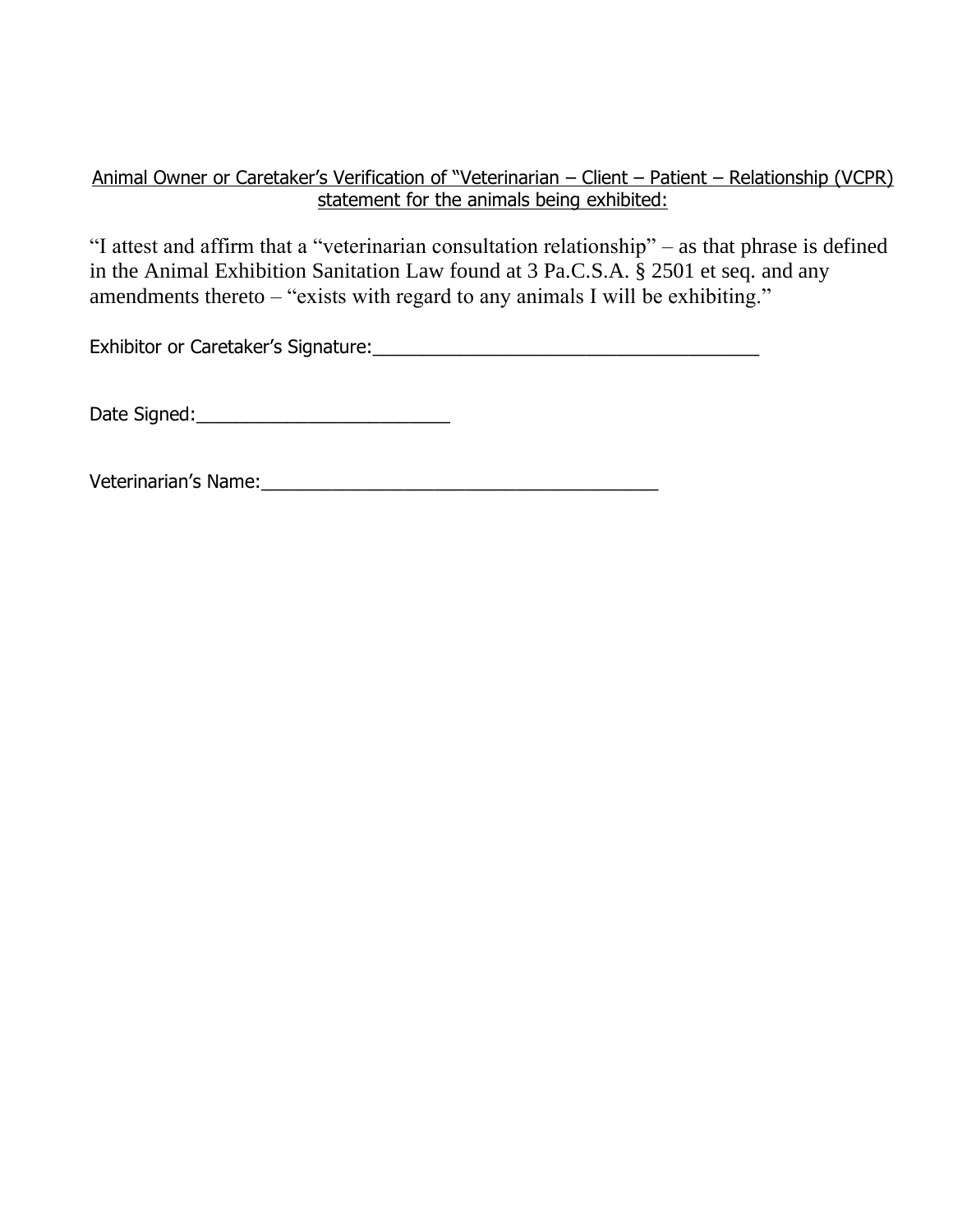<u>Animal Owner or Caretaker's Verification of "Veterinarian – Client – Patient – Relationship (VCPR) statement for the animals being exhibited:</u>

"I attest and affirm that a "veterinarian consultation relationship" – as that phrase is defined in the Animal Exhibition Sanitation Law found at 3 Pa.C.S.A. § 2501 et seq. and any amendments thereto – "exists with regard to any animals I will be exhibiting."

Exhibitor or Caretaker's Signature:_______________________________________

Date Signed:_________________________

Veterinarian's Name:________________________________________